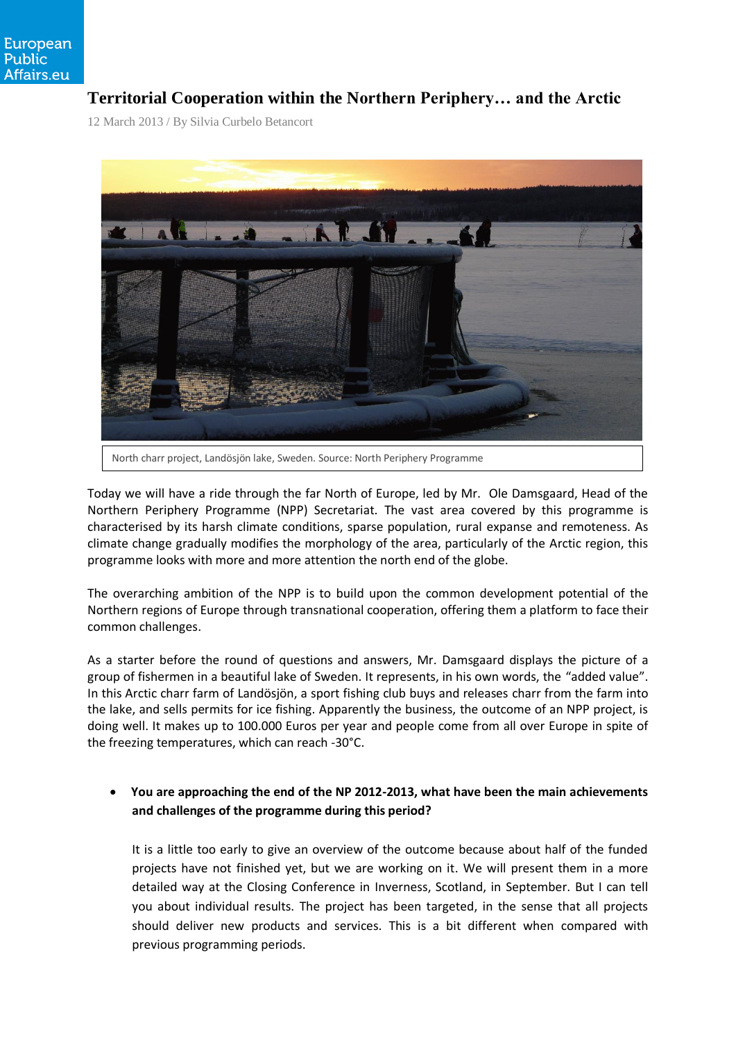European Public Affairs.eu

# Territorial Cooperation within the Northern Periphery… and the Arctic

12 March 2013 / By Silvia Curbelo Betancort

North charr project, Landösjön lake, Sweden. Source: North Periphery Programme

Today we will have a ride through the far North of Europe, led by Mr. Ole Damsgaard, Head of the Northern Periphery Programme (NPP) Secretariat. The vast area covered by this programme is characterised by its harsh climate conditions, sparse population, rural expanse and remoteness. As climate change gradually modifies the morphology of the area, particularly of the Arctic region, this programme looks with more and more attention the north end of the globe.

The overarching ambition of the NPP is to build upon the common development potential of the Northern regions of Europe through transnational cooperation, offering them a platform to face their common challenges.

As a starter before the round of questions and answers, Mr. Damsgaard displays the picture of a group of fishermen in a beautiful lake of Sweden. It represents, in his own words, the “added value”. In this Arctic charr farm of Landösjön, a sport fishing club buys and releases charr from the farm into the lake, and sells permits for ice fishing. Apparently the business, the outcome of an NPP project, is doing well. It makes up to 100.000 Euros per year and people come from all over Europe in spite of the freezing temperatures, which can reach -30°C.

- **You are approaching the end of the NP 2012-2013, what have been the main achievements and challenges of the programme during this period?**

  It is a little too early to give an overview of the outcome because about half of the funded projects have not finished yet, but we are working on it. We will present them in a more detailed way at the Closing Conference in Inverness, Scotland, in September. But I can tell you about individual results. The project has been targeted, in the sense that all projects should deliver new products and services. This is a bit different when compared with previous programming periods.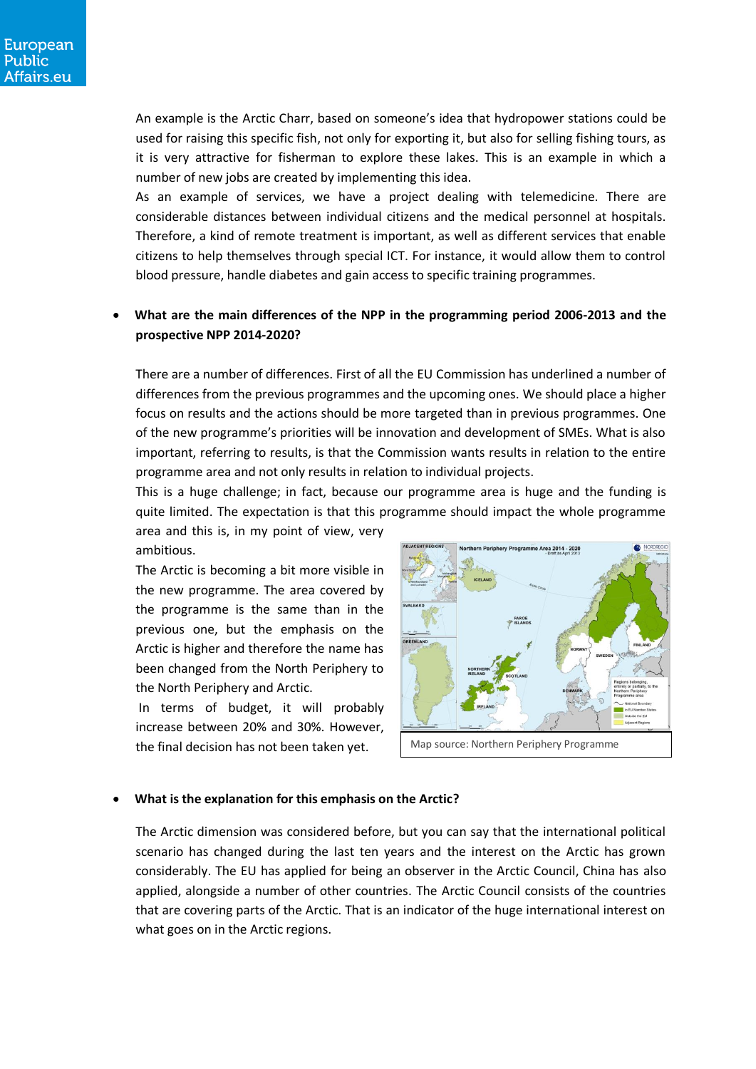An example is the Arctic Charr, based on someone's idea that hydropower stations could be used for raising this specific fish, not only for exporting it, but also for selling fishing tours, as it is very attractive for fisherman to explore these lakes. This is an example in which a number of new jobs are created by implementing this idea.

As an example of services, we have a project dealing with telemedicine. There are considerable distances between individual citizens and the medical personnel at hospitals. Therefore, a kind of remote treatment is important, as well as different services that enable citizens to help themselves through special ICT. For instance, it would allow them to control blood pressure, handle diabetes and gain access to specific training programmes.

- **What are the main differences of the NPP in the programming period 2006-2013 and the prospective NPP 2014-2020?**

There are a number of differences. First of all the EU Commission has underlined a number of differences from the previous programmes and the upcoming ones. We should place a higher focus on results and the actions should be more targeted than in previous programmes. One of the new programme's priorities will be innovation and development of SMEs. What is also important, referring to results, is that the Commission wants results in relation to the entire programme area and not only results in relation to individual projects.

This is a huge challenge; in fact, because our programme area is huge and the funding is quite limited. The expectation is that this programme should impact the whole programme area and this is, in my point of view, very ambitious.

The Arctic is becoming a bit more visible in the new programme. The area covered by the programme is the same than in the previous one, but the emphasis on the Arctic is higher and therefore the name has been changed from the North Periphery to the North Periphery and Arctic.

In terms of budget, it will probably increase between 20% and 30%. However, the final decision has not been taken yet.

Map source: Northern Periphery Programme

- **What is the explanation for this emphasis on the Arctic?**

The Arctic dimension was considered before, but you can say that the international political scenario has changed during the last ten years and the interest on the Arctic has grown considerably. The EU has applied for being an observer in the Arctic Council, China has also applied, alongside a number of other countries. The Arctic Council consists of the countries that are covering parts of the Arctic. That is an indicator of the huge international interest on what goes on in the Arctic regions.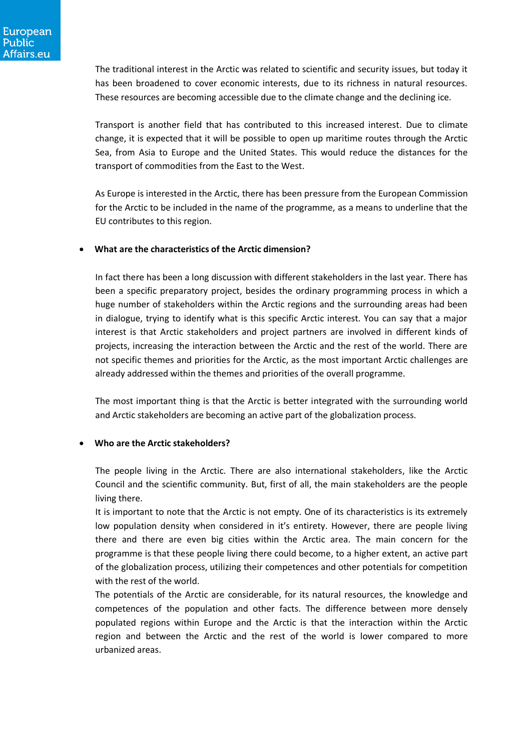The traditional interest in the Arctic was related to scientific and security issues, but today it has been broadened to cover economic interests, due to its richness in natural resources. These resources are becoming accessible due to the climate change and the declining ice.

Transport is another field that has contributed to this increased interest. Due to climate change, it is expected that it will be possible to open up maritime routes through the Arctic Sea, from Asia to Europe and the United States. This would reduce the distances for the transport of commodities from the East to the West.

As Europe is interested in the Arctic, there has been pressure from the European Commission for the Arctic to be included in the name of the programme, as a means to underline that the EU contributes to this region.

- **What are the characteristics of the Arctic dimension?**

In fact there has been a long discussion with different stakeholders in the last year. There has been a specific preparatory project, besides the ordinary programming process in which a huge number of stakeholders within the Arctic regions and the surrounding areas had been in dialogue, trying to identify what is this specific Arctic interest. You can say that a major interest is that Arctic stakeholders and project partners are involved in different kinds of projects, increasing the interaction between the Arctic and the rest of the world. There are not specific themes and priorities for the Arctic, as the most important Arctic challenges are already addressed within the themes and priorities of the overall programme.

The most important thing is that the Arctic is better integrated with the surrounding world and Arctic stakeholders are becoming an active part of the globalization process.

- **Who are the Arctic stakeholders?**

The people living in the Arctic. There are also international stakeholders, like the Arctic Council and the scientific community. But, first of all, the main stakeholders are the people living there.
It is important to note that the Arctic is not empty. One of its characteristics is its extremely low population density when considered in it's entirety. However, there are people living there and there are even big cities within the Arctic area. The main concern for the programme is that these people living there could become, to a higher extent, an active part of the globalization process, utilizing their competences and other potentials for competition with the rest of the world.
The potentials of the Arctic are considerable, for its natural resources, the knowledge and competences of the population and other facts. The difference between more densely populated regions within Europe and the Arctic is that the interaction within the Arctic region and between the Arctic and the rest of the world is lower compared to more urbanized areas.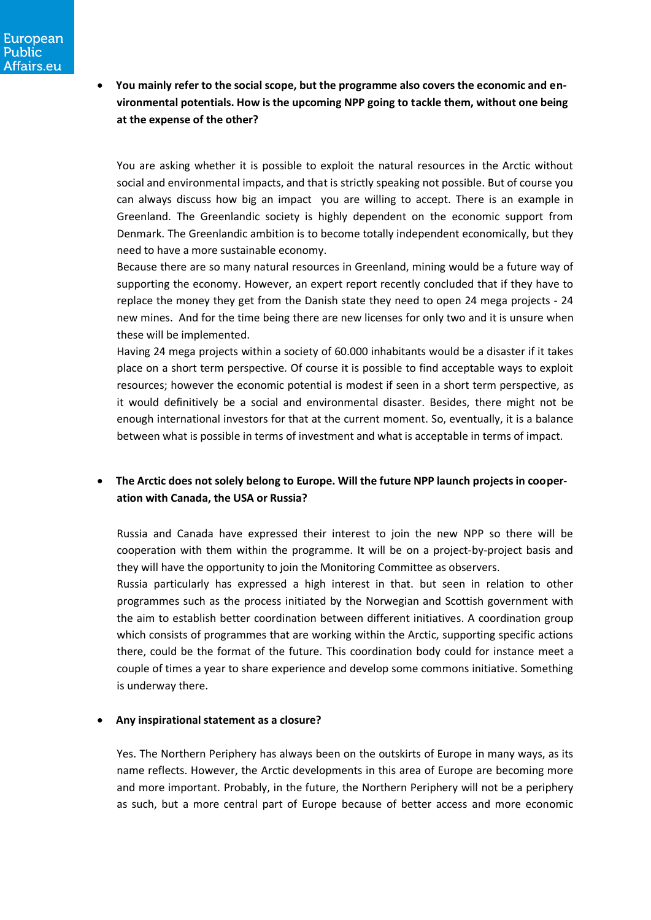- **You mainly refer to the social scope, but the programme also covers the economic and environmental potentials. How is the upcoming NPP going to tackle them, without one being at the expense of the other?**

You are asking whether it is possible to exploit the natural resources in the Arctic without social and environmental impacts, and that is strictly speaking not possible. But of course you can always discuss how big an impact you are willing to accept. There is an example in Greenland. The Greenlandic society is highly dependent on the economic support from Denmark. The Greenlandic ambition is to become totally independent economically, but they need to have a more sustainable economy.
Because there are so many natural resources in Greenland, mining would be a future way of supporting the economy. However, an expert report recently concluded that if they have to replace the money they get from the Danish state they need to open 24 mega projects - 24 new mines. And for the time being there are new licenses for only two and it is unsure when these will be implemented.
Having 24 mega projects within a society of 60.000 inhabitants would be a disaster if it takes place on a short term perspective. Of course it is possible to find acceptable ways to exploit resources; however the economic potential is modest if seen in a short term perspective, as it would definitively be a social and environmental disaster. Besides, there might not be enough international investors for that at the current moment. So, eventually, it is a balance between what is possible in terms of investment and what is acceptable in terms of impact.

- **The Arctic does not solely belong to Europe. Will the future NPP launch projects in cooperation with Canada, the USA or Russia?**

Russia and Canada have expressed their interest to join the new NPP so there will be cooperation with them within the programme. It will be on a project-by-project basis and they will have the opportunity to join the Monitoring Committee as observers.
Russia particularly has expressed a high interest in that. but seen in relation to other programmes such as the process initiated by the Norwegian and Scottish government with the aim to establish better coordination between different initiatives. A coordination group which consists of programmes that are working within the Arctic, supporting specific actions there, could be the format of the future. This coordination body could for instance meet a couple of times a year to share experience and develop some commons initiative. Something is underway there.

- **Any inspirational statement as a closure?**

Yes. The Northern Periphery has always been on the outskirts of Europe in many ways, as its name reflects. However, the Arctic developments in this area of Europe are becoming more and more important. Probably, in the future, the Northern Periphery will not be a periphery as such, but a more central part of Europe because of better access and more economic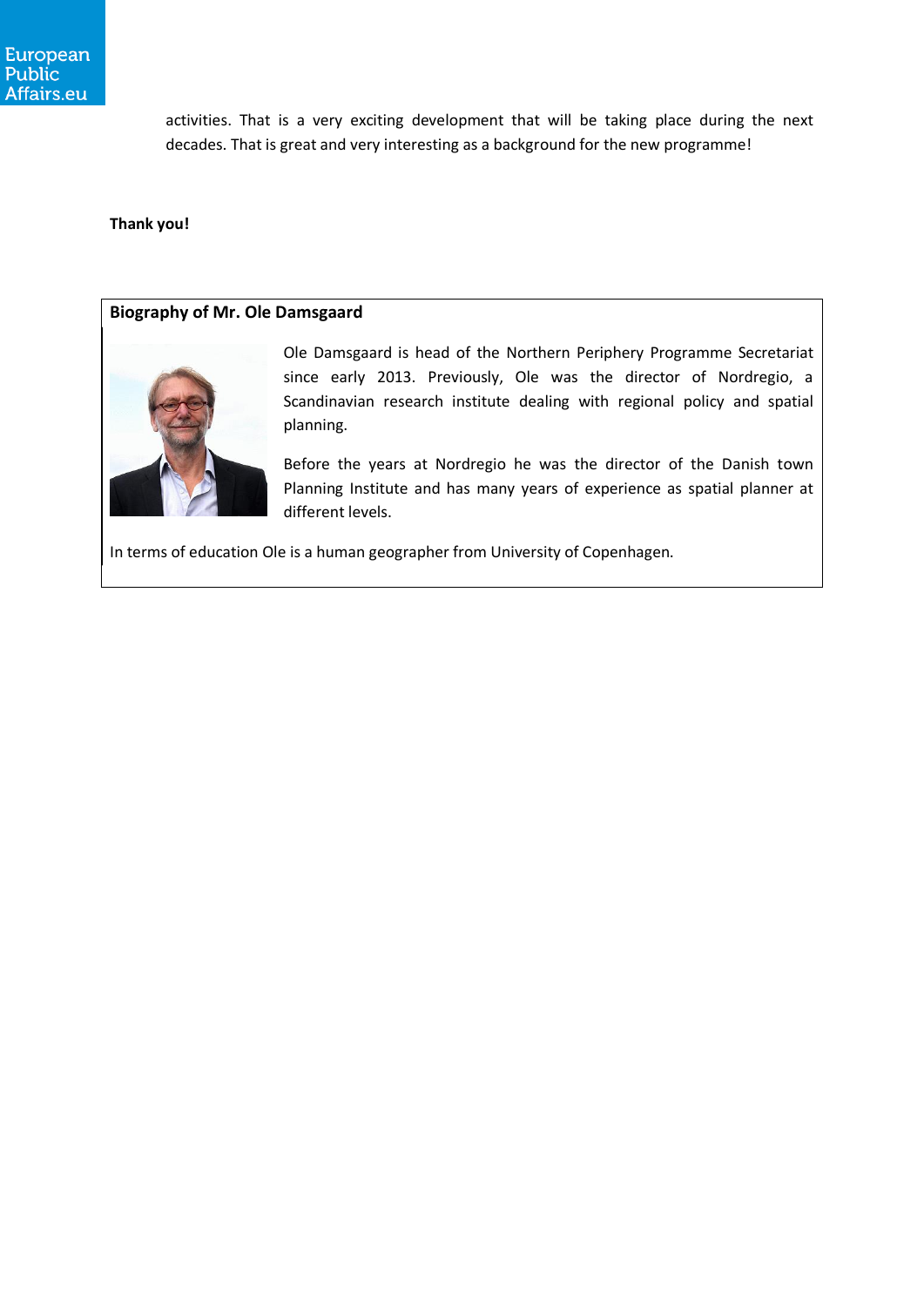activities. That is a very exciting development that will be taking place during the next decades. That is great and very interesting as a background for the new programme!

**Thank you!**

**Biography of Mr. Ole Damsgaard**

Ole Damsgaard is head of the Northern Periphery Programme Secretariat since early 2013. Previously, Ole was the director of Nordregio, a Scandinavian research institute dealing with regional policy and spatial planning.

Before the years at Nordregio he was the director of the Danish town Planning Institute and has many years of experience as spatial planner at different levels.

In terms of education Ole is a human geographer from University of Copenhagen.